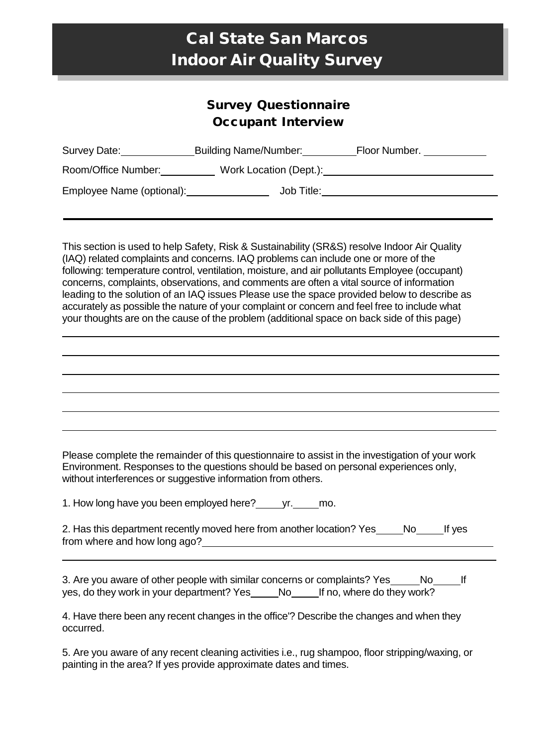# Cal State San Marcos
# Indoor Air Quality Survey

## Survey Questionnaire
## Occupant Interview

Survey Date:\_\_\_\_\_\_\_\_\_\_ Building Name/Number:\_\_\_\_\_\_\_\_ Floor Number. \_\_\_\_\_\_\_\_

Room/Office Number:\_\_\_\_\_\_\_\_ Work Location (Dept.):\_\_\_\_\_\_\_\_\_\_\_\_\_\_\_\_\_\_\_\_

Employee Name (optional):\_\_\_\_\_\_\_\_\_\_\_\_ Job Title:\_\_\_\_\_\_\_\_\_\_\_\_\_\_\_\_\_\_\_\_

---

This section is used to help Safety, Risk & Sustainability (SR&S) resolve Indoor Air Quality (IAQ) related complaints and concerns. IAQ problems can include one or more of the following: temperature control, ventilation, moisture, and air pollutants Employee (occupant) concerns, complaints, observations, and comments are often a vital source of information leading to the solution of an IAQ issues Please use the space provided below to describe as accurately as possible the nature of your complaint or concern and feel free to include what your thoughts are on the cause of the problem (additional space on back side of this page)

\_\_\_\_\_\_\_\_\_\_\_\_\_\_\_\_\_\_\_\_\_\_\_\_\_\_\_\_\_\_\_\_\_\_\_\_\_\_\_\_\_\_\_\_\_\_\_\_\_\_\_\_\_\_\_\_\_\_

\_\_\_\_\_\_\_\_\_\_\_\_\_\_\_\_\_\_\_\_\_\_\_\_\_\_\_\_\_\_\_\_\_\_\_\_\_\_\_\_\_\_\_\_\_\_\_\_\_\_\_\_\_\_\_\_\_\_

\_\_\_\_\_\_\_\_\_\_\_\_\_\_\_\_\_\_\_\_\_\_\_\_\_\_\_\_\_\_\_\_\_\_\_\_\_\_\_\_\_\_\_\_\_\_\_\_\_\_\_\_\_\_\_\_\_\_

\_\_\_\_\_\_\_\_\_\_\_\_\_\_\_\_\_\_\_\_\_\_\_\_\_\_\_\_\_\_\_\_\_\_\_\_\_\_\_\_\_\_\_\_\_\_\_\_\_\_\_\_\_\_\_\_\_\_

\_\_\_\_\_\_\_\_\_\_\_\_\_\_\_\_\_\_\_\_\_\_\_\_\_\_\_\_\_\_\_\_\_\_\_\_\_\_\_\_\_\_\_\_\_\_\_\_\_\_\_\_\_\_\_\_\_\_

\_\_\_\_\_\_\_\_\_\_\_\_\_\_\_\_\_\_\_\_\_\_\_\_\_\_\_\_\_\_\_\_\_\_\_\_\_\_\_\_\_\_\_\_\_\_\_\_\_\_\_\_\_\_\_\_\_\_

Please complete the remainder of this questionnaire to assist in the investigation of your work Environment. Responses to the questions should be based on personal experiences only, without interferences or suggestive information from others.

1. How long have you been employed here?\_\_\_\_ yr.\_\_\_\_ mo.

2. Has this department recently moved here from another location? Yes\_\_\_\_ No\_\_\_\_ If yes from where and how long ago?\_\_\_\_\_\_\_\_\_\_\_\_\_\_\_\_\_\_\_\_\_\_\_\_\_\_\_\_\_\_\_\_\_\_\_\_

\_\_\_\_\_\_\_\_\_\_\_\_\_\_\_\_\_\_\_\_\_\_\_\_\_\_\_\_\_\_\_\_\_\_\_\_\_\_\_\_\_\_\_\_\_\_\_\_\_\_\_\_\_\_\_\_\_\_

3. Are you aware of other people with similar concerns or complaints? Yes\_\_\_\_ No\_\_\_\_ If yes, do they work in your department? Yes\_\_\_\_ No\_\_\_\_ If no, where do they work?

4. Have there been any recent changes in the office'? Describe the changes and when they occurred.

5. Are you aware of any recent cleaning activities i.e., rug shampoo, floor stripping/waxing, or painting in the area? If yes provide approximate dates and times.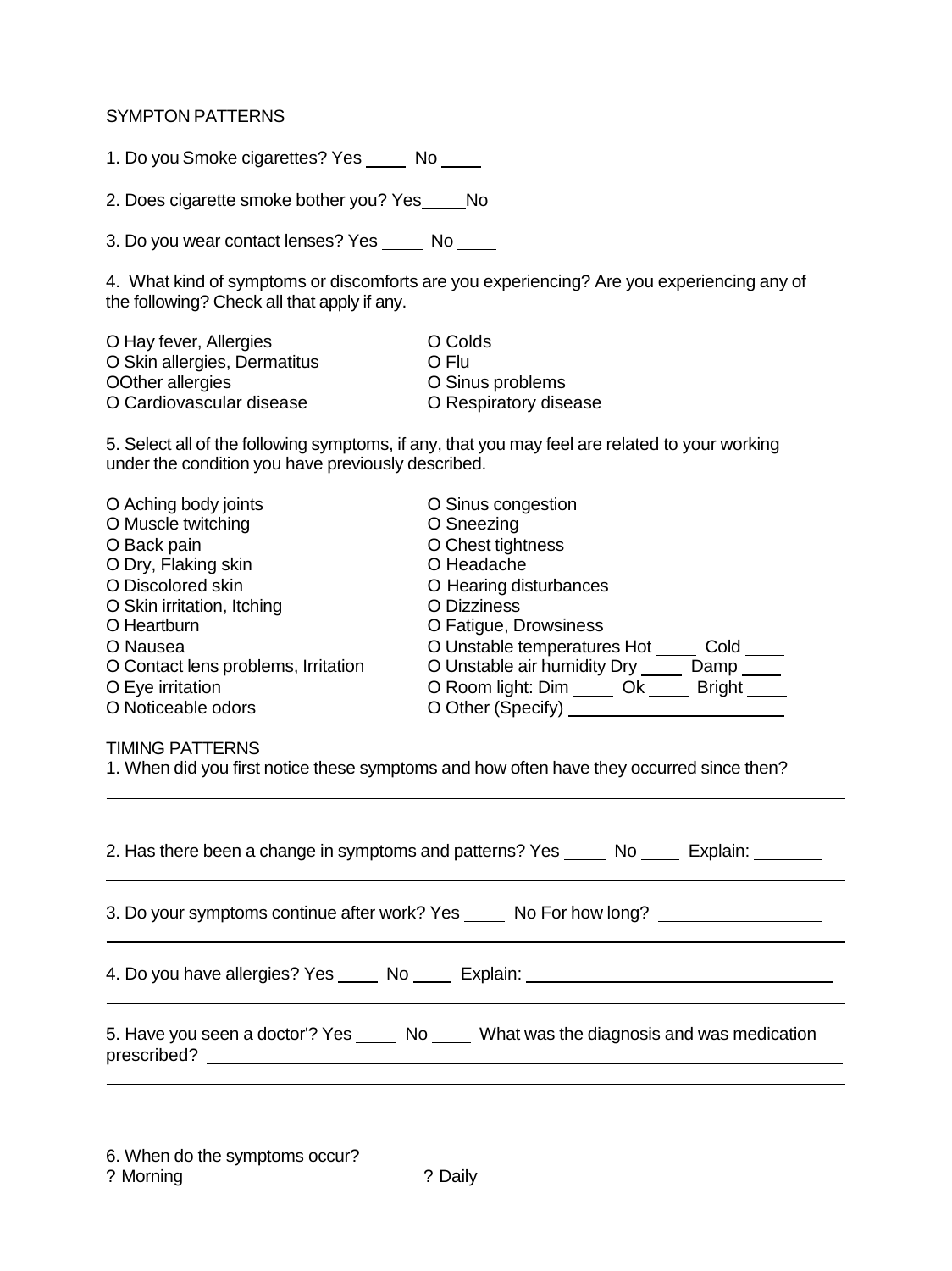## SYMPTON PATTERNS

1. Do you Smoke cigarettes? Yes ____ No ____

2. Does cigarette smoke bother you? Yes____No

3. Do you wear contact lenses? Yes ____ No ____

4. What kind of symptoms or discomforts are you experiencing? Are you experiencing any of the following? Check all that apply if any.

O Hay fever, Allergies
O Skin allergies, Dermatitus
OOther allergies
O Cardiovascular disease
O Colds
O Flu
O Sinus problems
O Respiratory disease

5. Select all of the following symptoms, if any, that you may feel are related to your working under the condition you have previously described.

O Aching body joints
O Muscle twitching
O Back pain
O Dry, Flaking skin
O Discolored skin
O Skin irritation, Itching
O Heartburn
O Nausea
O Contact lens problems, Irritation
O Eye irritation
O Noticeable odors
O Sinus congestion
O Sneezing
O Chest tightness
O Headache
O Hearing disturbances
O Dizziness
O Fatigue, Drowsiness
O Unstable temperatures Hot ____ Cold ____
O Unstable air humidity Dry ____ Damp ____
O Room light: Dim ____ Ok ____ Bright ____
O Other (Specify) ____________________

## TIMING PATTERNS

1. When did you first notice these symptoms and how often have they occurred since then?

________________________________________

________________________________________

2. Has there been a change in symptoms and patterns? Yes ____ No ____ Explain: ______

________________________________________

3. Do your symptoms continue after work? Yes ____ No For how long? ______________

________________________________________

4. Do you have allergies? Yes ____ No ____ Explain: ____________________________

________________________________________

5. Have you seen a doctor'? Yes ____ No ____ What was the diagnosis and was medication prescribed? ________________________________________

________________________________________

6. When do the symptoms occur?

? Morning
? Daily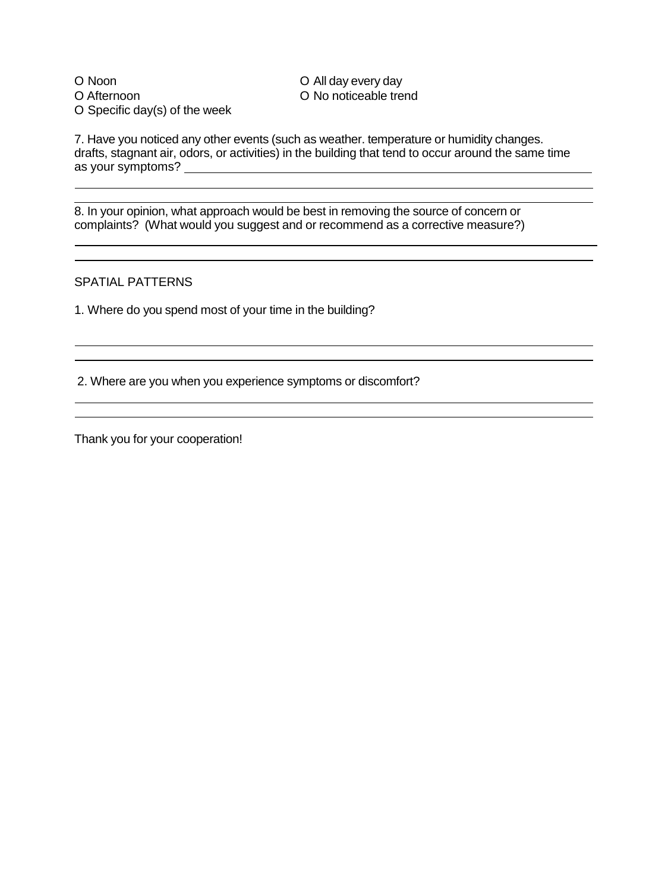O Noon
O Afternoon
O Specific day(s) of the week

O All day every day
O No noticeable trend

7. Have you noticed any other events (such as weather. temperature or humidity changes. drafts, stagnant air, odors, or activities) in the building that tend to occur around the same time as your symptoms? ______________________________________________

______________________________________________

______________________________________________

8. In your opinion, what approach would be best in removing the source of concern or complaints? (What would you suggest and or recommend as a corrective measure?)

______________________________________________

______________________________________________

SPATIAL PATTERNS

1. Where do you spend most of your time in the building?

______________________________________________

______________________________________________

2. Where are you when you experience symptoms or discomfort?

______________________________________________

______________________________________________

Thank you for your cooperation!